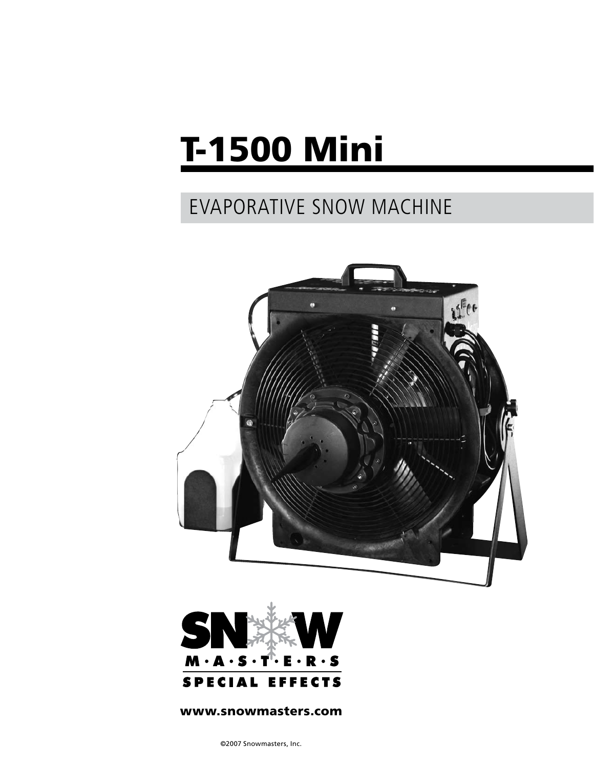# T-1500 Mini

## EVAPORATIVE SNOW MACHINE

SNOW MASTERS SPECIAL EFFECTS

www.snowmasters.com

©2007 Snowmasters, Inc.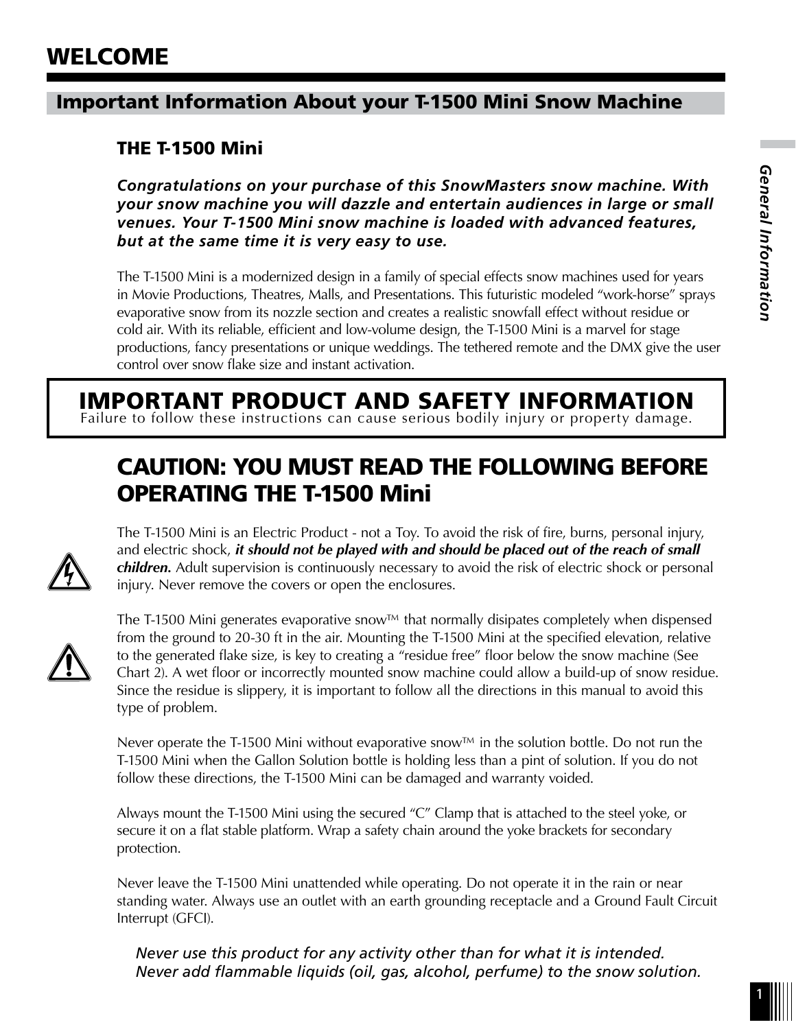# WELCOME

## Important Information About your T-1500 Mini Snow Machine

### THE T-1500 Mini

***Congratulations on your purchase of this SnowMasters snow machine. With your snow machine you will dazzle and entertain audiences in large or small venues. Your T-1500 Mini snow machine is loaded with advanced features, but at the same time it is very easy to use.***

The T-1500 Mini is a modernized design in a family of special effects snow machines used for years in Movie Productions, Theatres, Malls, and Presentations. This futuristic modeled "work-horse" sprays evaporative snow from its nozzle section and creates a realistic snowfall effect without residue or cold air. With its reliable, efficient and low-volume design, the T-1500 Mini is a marvel for stage productions, fancy presentations or unique weddings. The tethered remote and the DMX give the user control over snow flake size and instant activation.

## IMPORTANT PRODUCT AND SAFETY INFORMATION

Failure to follow these instructions can cause serious bodily injury or property damage.

## CAUTION: YOU MUST READ THE FOLLOWING BEFORE OPERATING THE T-1500 Mini

The T-1500 Mini is an Electric Product - not a Toy. To avoid the risk of fire, burns, personal injury, and electric shock, ***it should not be played with and should be placed out of the reach of small children.*** Adult supervision is continuously necessary to avoid the risk of electric shock or personal injury. Never remove the covers or open the enclosures.

The T-1500 Mini generates evaporative snow™ that normally disipates completely when dispensed from the ground to 20-30 ft in the air. Mounting the T-1500 Mini at the specified elevation, relative to the generated flake size, is key to creating a "residue free" floor below the snow machine (See Chart 2). A wet floor or incorrectly mounted snow machine could allow a build-up of snow residue. Since the residue is slippery, it is important to follow all the directions in this manual to avoid this type of problem.

Never operate the T-1500 Mini without evaporative snow™ in the solution bottle. Do not run the T-1500 Mini when the Gallon Solution bottle is holding less than a pint of solution. If you do not follow these directions, the T-1500 Mini can be damaged and warranty voided.

Always mount the T-1500 Mini using the secured "C" Clamp that is attached to the steel yoke, or secure it on a flat stable platform. Wrap a safety chain around the yoke brackets for secondary protection.

Never leave the T-1500 Mini unattended while operating. Do not operate it in the rain or near standing water. Always use an outlet with an earth grounding receptacle and a Ground Fault Circuit Interrupt (GFCI).

*Never use this product for any activity other than for what it is intended.*
*Never add flammable liquids (oil, gas, alcohol, perfume) to the snow solution.*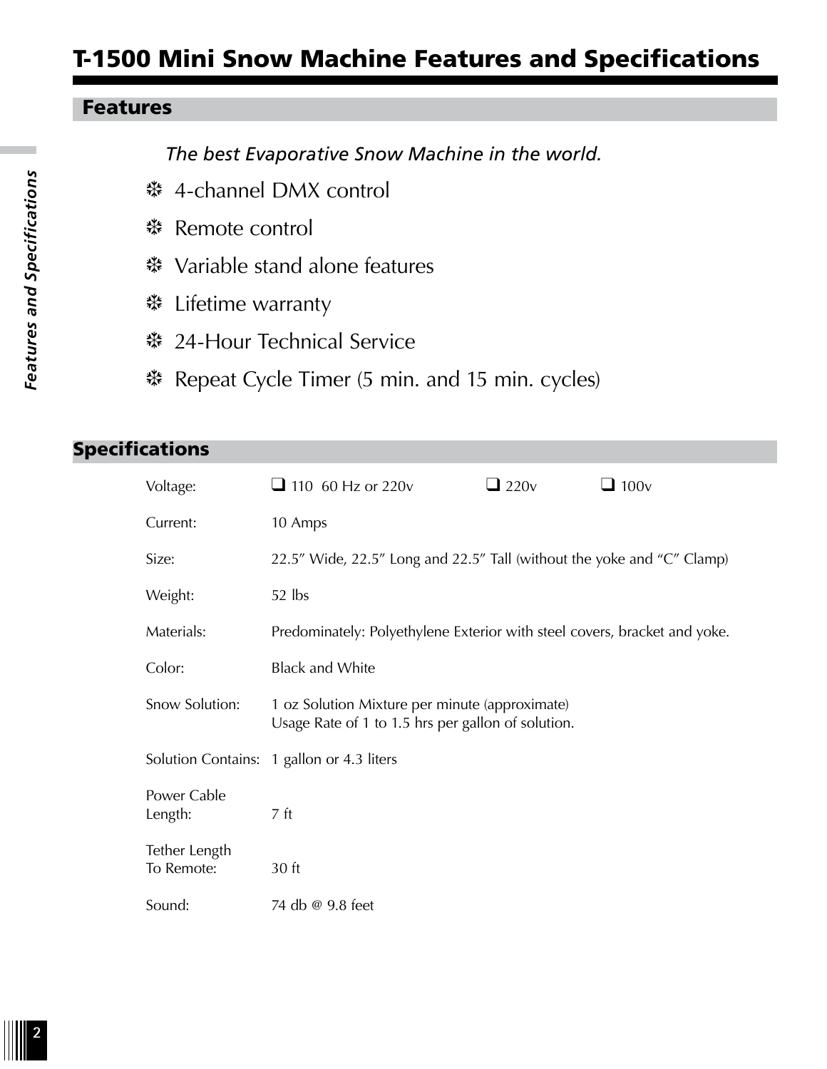# T-1500 Mini Snow Machine Features and Specifications

## Features

*The best Evaporative Snow Machine in the world.*

- ❄ 4-channel DMX control
- ❄ Remote control
- ❄ Variable stand alone features
- ❄ Lifetime warranty
- ❄ 24-Hour Technical Service
- ❄ Repeat Cycle Timer (5 min. and 15 min. cycles)

## Specifications

| | |
|---|---|
| Voltage: | ❑ 110 60 Hz or 220v ❑ 220v ❑ 100v |
| Current: | 10 Amps |
| Size: | 22.5″ Wide, 22.5″ Long and 22.5″ Tall (without the yoke and "C" Clamp) |
| Weight: | 52 lbs |
| Materials: | Predominately: Polyethylene Exterior with steel covers, bracket and yoke. |
| Color: | Black and White |
| Snow Solution: | 1 oz Solution Mixture per minute (approximate)<br>Usage Rate of 1 to 1.5 hrs per gallon of solution. |
| Solution Contains: | 1 gallon or 4.3 liters |
| Power Cable Length: | 7 ft |
| Tether Length To Remote: | 30 ft |
| Sound: | 74 db @ 9.8 feet |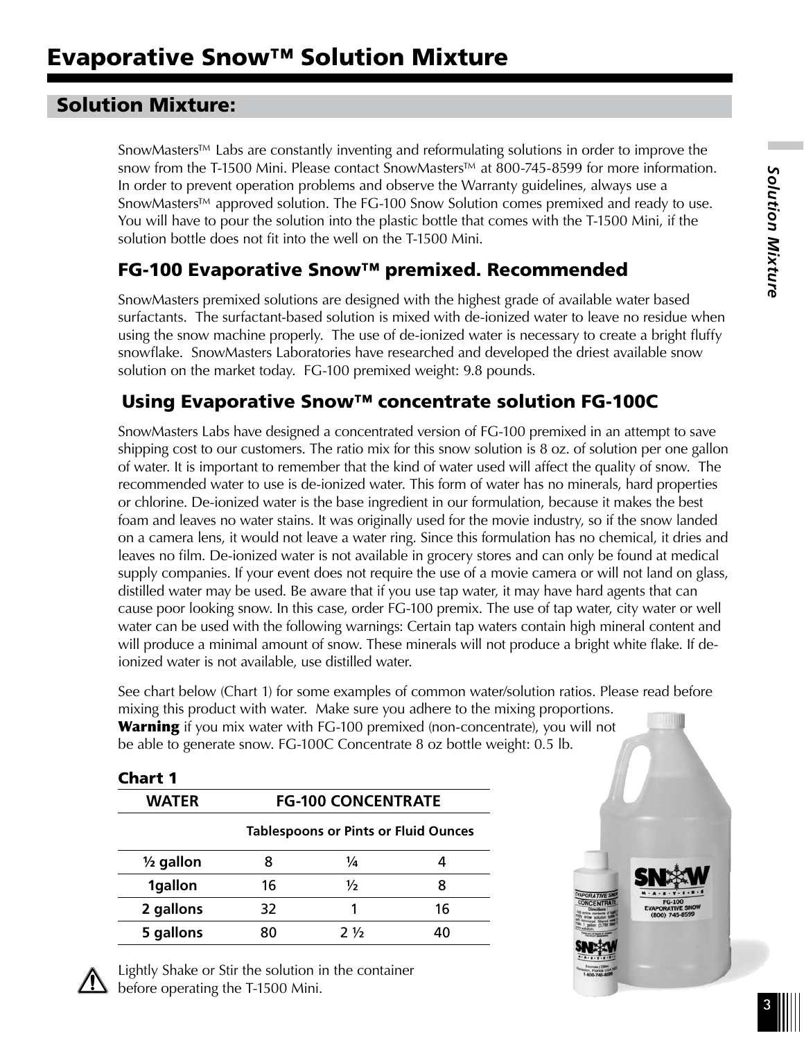# Evaporative Snow™ Solution Mixture

## Solution Mixture:

SnowMasters™ Labs are constantly inventing and reformulating solutions in order to improve the snow from the T-1500 Mini. Please contact SnowMasters™ at 800-745-8599 for more information. In order to prevent operation problems and observe the Warranty guidelines, always use a SnowMasters™ approved solution. The FG-100 Snow Solution comes premixed and ready to use. You will have to pour the solution into the plastic bottle that comes with the T-1500 Mini, if the solution bottle does not fit into the well on the T-1500 Mini.

### FG-100 Evaporative Snow™ premixed. Recommended

SnowMasters premixed solutions are designed with the highest grade of available water based surfactants. The surfactant-based solution is mixed with de-ionized water to leave no residue when using the snow machine properly. The use of de-ionized water is necessary to create a bright fluffy snowflake. SnowMasters Laboratories have researched and developed the driest available snow solution on the market today. FG-100 premixed weight: 9.8 pounds.

### Using Evaporative Snow™ concentrate solution FG-100C

SnowMasters Labs have designed a concentrated version of FG-100 premixed in an attempt to save shipping cost to our customers. The ratio mix for this snow solution is 8 oz. of solution per one gallon of water. It is important to remember that the kind of water used will affect the quality of snow. The recommended water to use is de-ionized water. This form of water has no minerals, hard properties or chlorine. De-ionized water is the base ingredient in our formulation, because it makes the best foam and leaves no water stains. It was originally used for the movie industry, so if the snow landed on a camera lens, it would not leave a water ring. Since this formulation has no chemical, it dries and leaves no film. De-ionized water is not available in grocery stores and can only be found at medical supply companies. If your event does not require the use of a movie camera or will not land on glass, distilled water may be used. Be aware that if you use tap water, it may have hard agents that can cause poor looking snow. In this case, order FG-100 premix. The use of tap water, city water or well water can be used with the following warnings: Certain tap waters contain high mineral content and will produce a minimal amount of snow. These minerals will not produce a bright white flake. If de-ionized water is not available, use distilled water.

See chart below (Chart 1) for some examples of common water/solution ratios. Please read before mixing this product with water. Make sure you adhere to the mixing proportions.
**Warning** if you mix water with FG-100 premixed (non-concentrate), you will not be able to generate snow. FG-100C Concentrate 8 oz bottle weight: 0.5 lb.

**Chart 1**

| WATER | FG-100 CONCENTRATE | | |
|---|---|---|---|
| | Tablespoons or Pints or Fluid Ounces | | |
| ½ gallon | 8 | ¼ | 4 |
| 1gallon | 16 | ½ | 8 |
| 2 gallons | 32 | 1 | 16 |
| 5 gallons | 80 | 2 ½ | 40 |

Lightly Shake or Stir the solution in the container before operating the T-1500 Mini.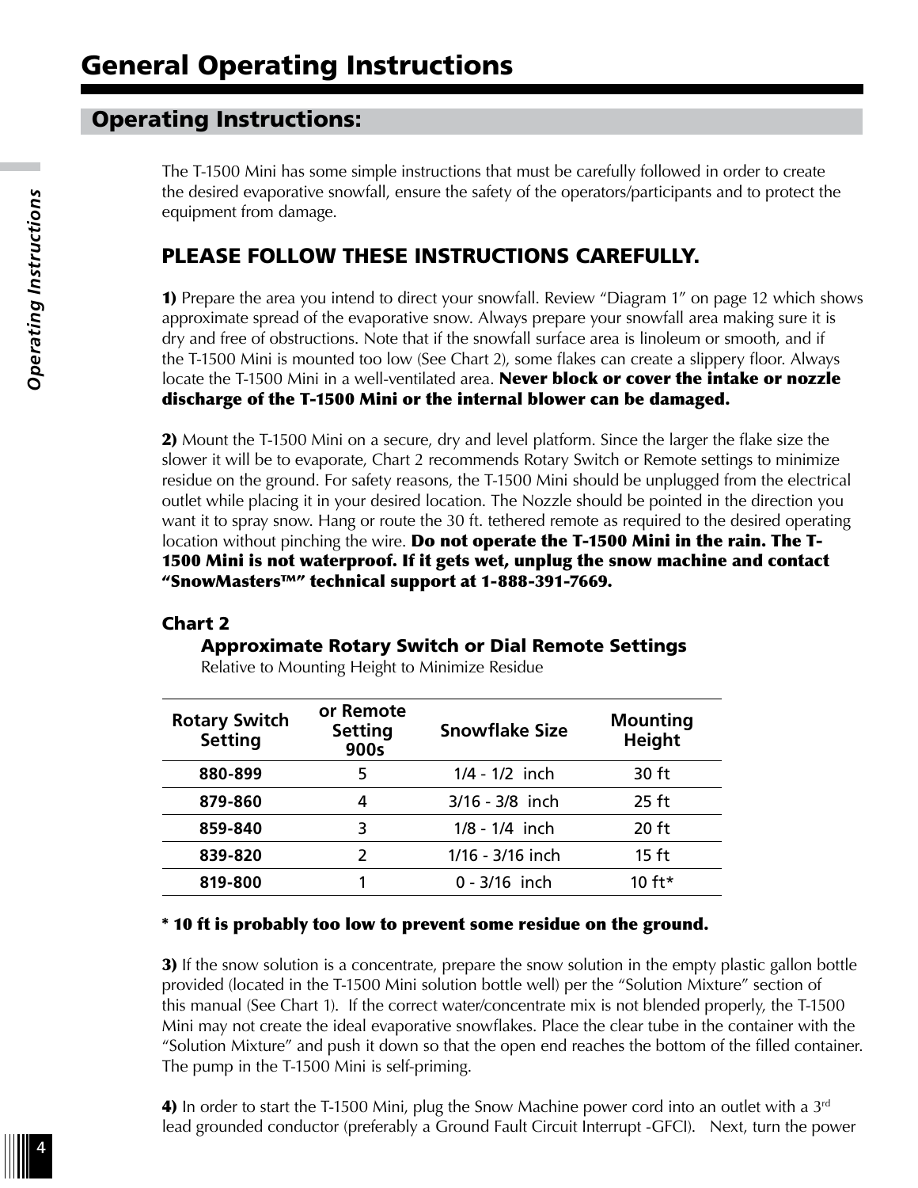# General Operating Instructions

## Operating Instructions:

The T-1500 Mini has some simple instructions that must be carefully followed in order to create the desired evaporative snowfall, ensure the safety of the operators/participants and to protect the equipment from damage.

### PLEASE FOLLOW THESE INSTRUCTIONS CAREFULLY.

**1)** Prepare the area you intend to direct your snowfall. Review "Diagram 1" on page 12 which shows approximate spread of the evaporative snow. Always prepare your snowfall area making sure it is dry and free of obstructions. Note that if the snowfall surface area is linoleum or smooth, and if the T-1500 Mini is mounted too low (See Chart 2), some flakes can create a slippery floor. Always locate the T-1500 Mini in a well-ventilated area. **Never block or cover the intake or nozzle discharge of the T-1500 Mini or the internal blower can be damaged.**

**2)** Mount the T-1500 Mini on a secure, dry and level platform. Since the larger the flake size the slower it will be to evaporate, Chart 2 recommends Rotary Switch or Remote settings to minimize residue on the ground. For safety reasons, the T-1500 Mini should be unplugged from the electrical outlet while placing it in your desired location. The Nozzle should be pointed in the direction you want it to spray snow. Hang or route the 30 ft. tethered remote as required to the desired operating location without pinching the wire. **Do not operate the T-1500 Mini in the rain. The T-1500 Mini is not waterproof. If it gets wet, unplug the snow machine and contact "SnowMasters™" technical support at 1-888-391-7669.**

**Chart 2**

**Approximate Rotary Switch or Dial Remote Settings**

Relative to Mounting Height to Minimize Residue

| Rotary Switch Setting | or Remote Setting 900s | Snowflake Size | Mounting Height |
|---|---|---|---|
| **880-899** | 5 | 1/4 - 1/2 inch | 30 ft |
| **879-860** | 4 | 3/16 - 3/8 inch | 25 ft |
| **859-840** | 3 | 1/8 - 1/4 inch | 20 ft |
| **839-820** | 2 | 1/16 - 3/16 inch | 15 ft |
| **819-800** | 1 | 0 - 3/16 inch | 10 ft* |

**\* 10 ft is probably too low to prevent some residue on the ground.**

**3)** If the snow solution is a concentrate, prepare the snow solution in the empty plastic gallon bottle provided (located in the T-1500 Mini solution bottle well) per the "Solution Mixture" section of this manual (See Chart 1). If the correct water/concentrate mix is not blended properly, the T-1500 Mini may not create the ideal evaporative snowflakes. Place the clear tube in the container with the "Solution Mixture" and push it down so that the open end reaches the bottom of the filled container. The pump in the T-1500 Mini is self-priming.

**4)** In order to start the T-1500 Mini, plug the Snow Machine power cord into an outlet with a 3rd lead grounded conductor (preferably a Ground Fault Circuit Interrupt -GFCI). Next, turn the power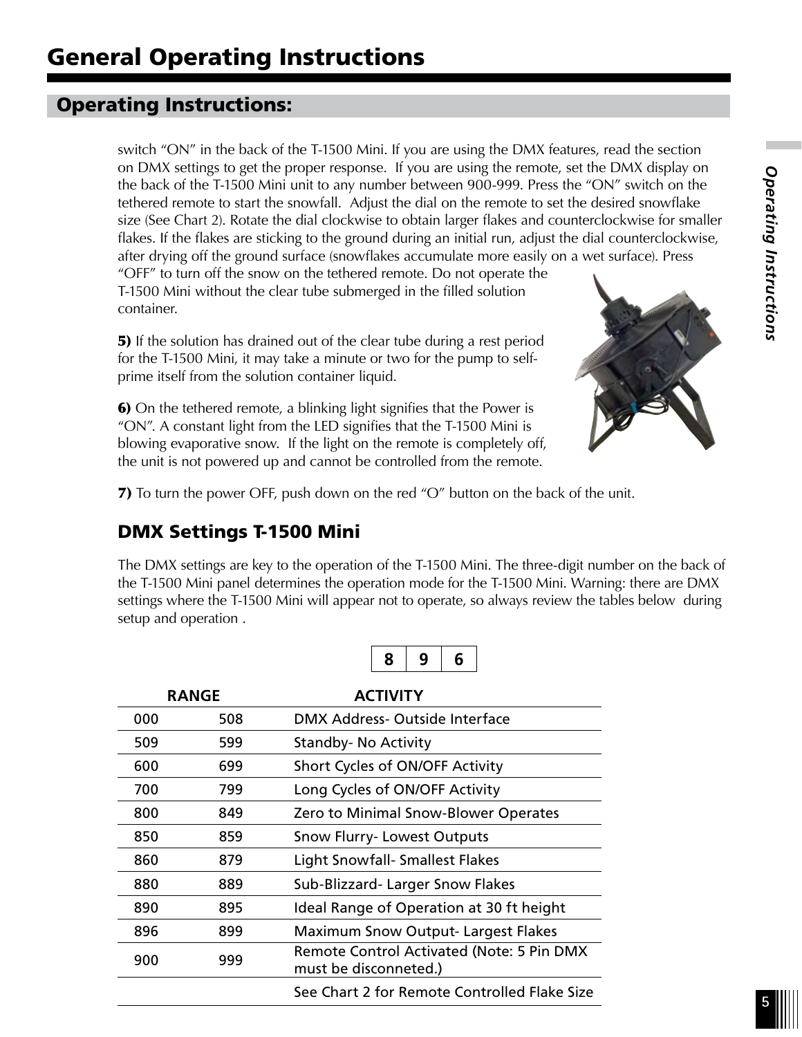# General Operating Instructions

## Operating Instructions:

switch "ON" in the back of the T-1500 Mini. If you are using the DMX features, read the section on DMX settings to get the proper response. If you are using the remote, set the DMX display on the back of the T-1500 Mini unit to any number between 900-999. Press the "ON" switch on the tethered remote to start the snowfall. Adjust the dial on the remote to set the desired snowflake size (See Chart 2). Rotate the dial clockwise to obtain larger flakes and counterclockwise for smaller flakes. If the flakes are sticking to the ground during an initial run, adjust the dial counterclockwise, after drying off the ground surface (snowflakes accumulate more easily on a wet surface). Press "OFF" to turn off the snow on the tethered remote. Do not operate the T-1500 Mini without the clear tube submerged in the filled solution container.

**5)** If the solution has drained out of the clear tube during a rest period for the T-1500 Mini, it may take a minute or two for the pump to self-prime itself from the solution container liquid.

**6)** On the tethered remote, a blinking light signifies that the Power is "ON". A constant light from the LED signifies that the T-1500 Mini is blowing evaporative snow. If the light on the remote is completely off, the unit is not powered up and cannot be controlled from the remote.

**7)** To turn the power OFF, push down on the red "O" button on the back of the unit.

### DMX Settings T-1500 Mini

The DMX settings are key to the operation of the T-1500 Mini. The three-digit number on the back of the T-1500 Mini panel determines the operation mode for the T-1500 Mini. Warning: there are DMX settings where the T-1500 Mini will appear not to operate, so always review the tables below during setup and operation .

| 8 | 9 | 6 |
|---|---|---|

| RANGE | | ACTIVITY |
|---|---|---|
| 000 | 508 | DMX Address- Outside Interface |
| 509 | 599 | Standby- No Activity |
| 600 | 699 | Short Cycles of ON/OFF Activity |
| 700 | 799 | Long Cycles of ON/OFF Activity |
| 800 | 849 | Zero to Minimal Snow-Blower Operates |
| 850 | 859 | Snow Flurry- Lowest Outputs |
| 860 | 879 | Light Snowfall- Smallest Flakes |
| 880 | 889 | Sub-Blizzard- Larger Snow Flakes |
| 890 | 895 | Ideal Range of Operation at 30 ft height |
| 896 | 899 | Maximum Snow Output- Largest Flakes |
| 900 | 999 | Remote Control Activated (Note: 5 Pin DMX must be disconneted.) |
| | | See Chart 2 for Remote Controlled Flake Size |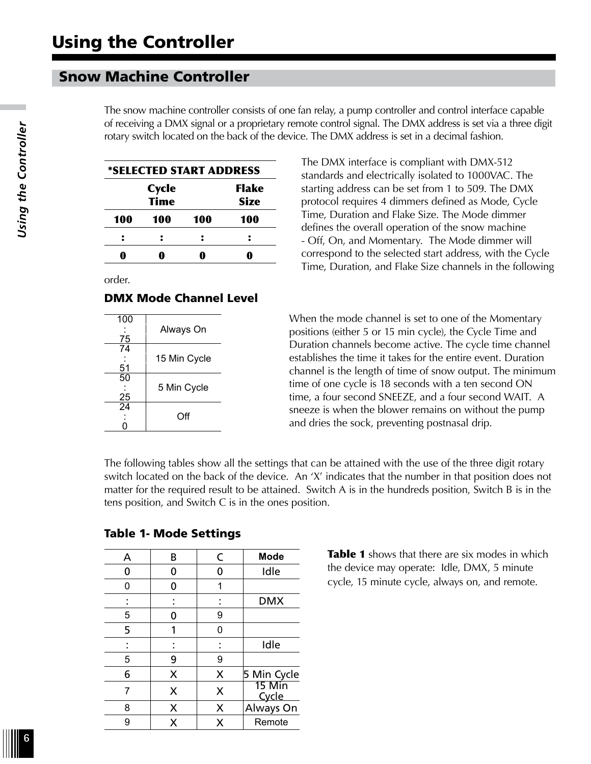# Using the Controller

## Snow Machine Controller

The snow machine controller consists of one fan relay, a pump controller and control interface capable of receiving a DMX signal or a proprietary remote control signal. The DMX address is set via a three digit rotary switch located on the back of the device. The DMX address is set in a decimal fashion.

| *SELECTED START ADDRESS | | | |
|---|---|---|---|
| | Cycle Time | | Flake Size |
| 100 | 100 | 100 | 100 |
| : | : | : | : |
| 0 | 0 | 0 | 0 |

The DMX interface is compliant with DMX-512 standards and electrically isolated to 1000VAC. The starting address can be set from 1 to 509. The DMX protocol requires 4 dimmers defined as Mode, Cycle Time, Duration and Flake Size. The Mode dimmer defines the overall operation of the snow machine - Off, On, and Momentary. The Mode dimmer will correspond to the selected start address, with the Cycle Time, Duration, and Flake Size channels in the following order.

### DMX Mode Channel Level

| Level | Mode |
|---|---|
| 100 : 75 | Always On |
| 74 : 51 | 15 Min Cycle |
| 50 : 25 | 5 Min Cycle |
| 24 : 0 | Off |

When the mode channel is set to one of the Momentary positions (either 5 or 15 min cycle), the Cycle Time and Duration channels become active. The cycle time channel establishes the time it takes for the entire event. Duration channel is the length of time of snow output. The minimum time of one cycle is 18 seconds with a ten second ON time, a four second SNEEZE, and a four second WAIT. A sneeze is when the blower remains on without the pump and dries the sock, preventing postnasal drip.

The following tables show all the settings that can be attained with the use of the three digit rotary switch located on the back of the device. An 'X' indicates that the number in that position does not matter for the required result to be attained. Switch A is in the hundreds position, Switch B is in the tens position, and Switch C is in the ones position.

### Table 1- Mode Settings

| A | B | C | Mode |
|---|---|---|---|
| 0 | 0 | 0 | Idle |
| 0 | 0 | 1 | |
| : | : | : | DMX |
| 5 | 0 | 9 | |
| 5 | 1 | 0 | |
| : | : | : | Idle |
| 5 | 9 | 9 | |
| 6 | X | X | 5 Min Cycle |
| 7 | X | X | 15 Min Cycle |
| 8 | X | X | Always On |
| 9 | X | X | Remote |

**Table 1** shows that there are six modes in which the device may operate: Idle, DMX, 5 minute cycle, 15 minute cycle, always on, and remote.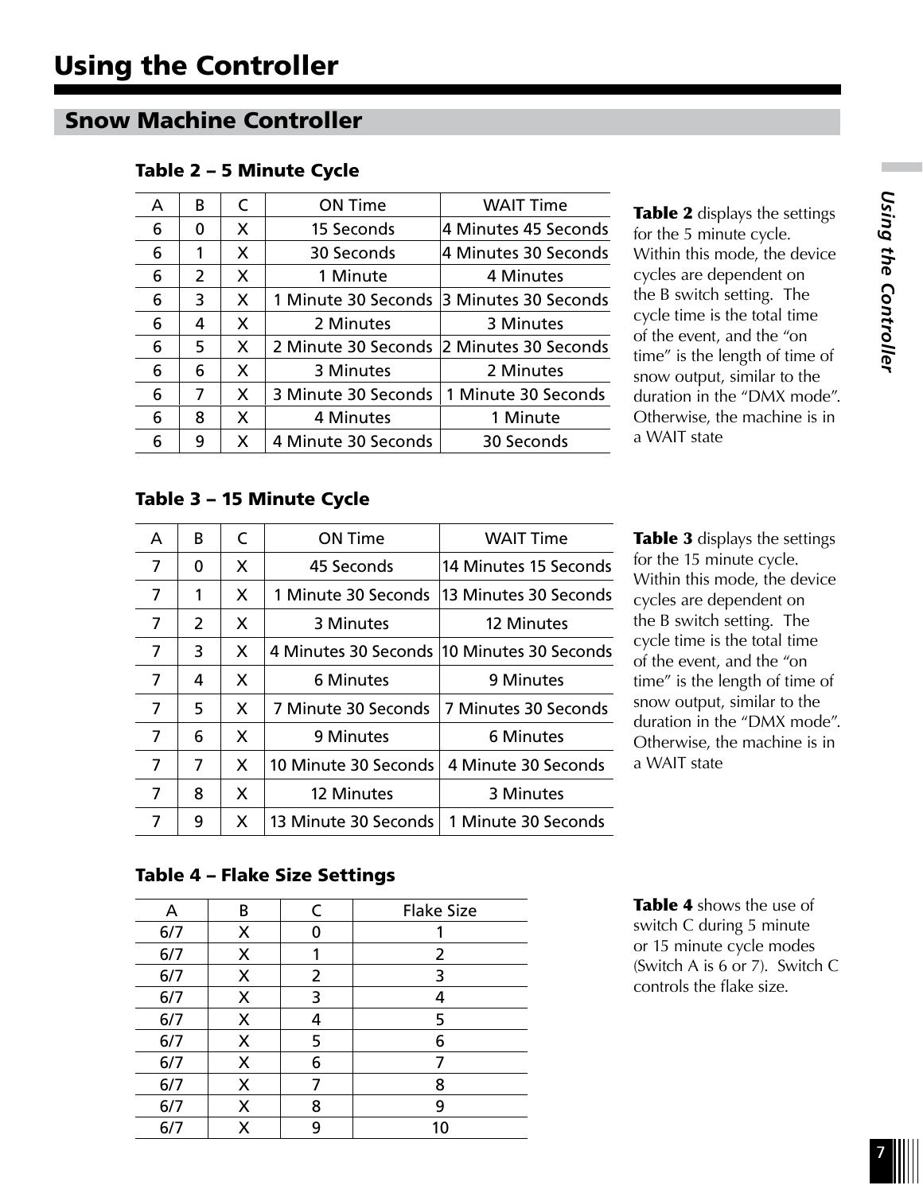# Using the Controller

## Snow Machine Controller

### Table 2 – 5 Minute Cycle

| A | B | C | ON Time | WAIT Time |
|---|---|---|---|---|
| 6 | 0 | X | 15 Seconds | 4 Minutes 45 Seconds |
| 6 | 1 | X | 30 Seconds | 4 Minutes 30 Seconds |
| 6 | 2 | X | 1 Minute | 4 Minutes |
| 6 | 3 | X | 1 Minute 30 Seconds | 3 Minutes 30 Seconds |
| 6 | 4 | X | 2 Minutes | 3 Minutes |
| 6 | 5 | X | 2 Minute 30 Seconds | 2 Minutes 30 Seconds |
| 6 | 6 | X | 3 Minutes | 2 Minutes |
| 6 | 7 | X | 3 Minute 30 Seconds | 1 Minute 30 Seconds |
| 6 | 8 | X | 4 Minutes | 1 Minute |
| 6 | 9 | X | 4 Minute 30 Seconds | 30 Seconds |

**Table 2** displays the settings for the 5 minute cycle. Within this mode, the device cycles are dependent on the B switch setting. The cycle time is the total time of the event, and the "on time" is the length of time of snow output, similar to the duration in the "DMX mode". Otherwise, the machine is in a WAIT state

### Table 3 – 15 Minute Cycle

| A | B | C | ON Time | WAIT Time |
|---|---|---|---|---|
| 7 | 0 | X | 45 Seconds | 14 Minutes 15 Seconds |
| 7 | 1 | X | 1 Minute 30 Seconds | 13 Minutes 30 Seconds |
| 7 | 2 | X | 3 Minutes | 12 Minutes |
| 7 | 3 | X | 4 Minutes 30 Seconds | 10 Minutes 30 Seconds |
| 7 | 4 | X | 6 Minutes | 9 Minutes |
| 7 | 5 | X | 7 Minute 30 Seconds | 7 Minutes 30 Seconds |
| 7 | 6 | X | 9 Minutes | 6 Minutes |
| 7 | 7 | X | 10 Minute 30 Seconds | 4 Minute 30 Seconds |
| 7 | 8 | X | 12 Minutes | 3 Minutes |
| 7 | 9 | X | 13 Minute 30 Seconds | 1 Minute 30 Seconds |

**Table 3** displays the settings for the 15 minute cycle. Within this mode, the device cycles are dependent on the B switch setting. The cycle time is the total time of the event, and the "on time" is the length of time of snow output, similar to the duration in the "DMX mode". Otherwise, the machine is in a WAIT state

### Table 4 – Flake Size Settings

| A | B | C | Flake Size |
|---|---|---|---|
| 6/7 | X | 0 | 1 |
| 6/7 | X | 1 | 2 |
| 6/7 | X | 2 | 3 |
| 6/7 | X | 3 | 4 |
| 6/7 | X | 4 | 5 |
| 6/7 | X | 5 | 6 |
| 6/7 | X | 6 | 7 |
| 6/7 | X | 7 | 8 |
| 6/7 | X | 8 | 9 |
| 6/7 | X | 9 | 10 |

**Table 4** shows the use of switch C during 5 minute or 15 minute cycle modes (Switch A is 6 or 7). Switch C controls the flake size.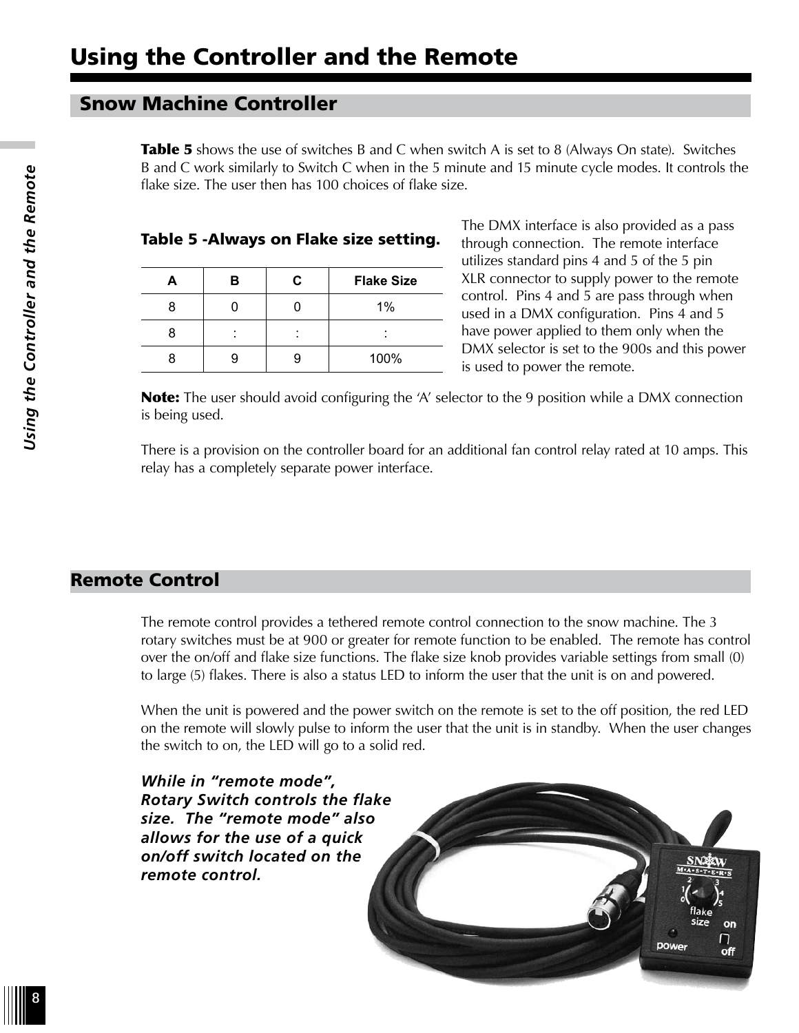# Using the Controller and the Remote

## Snow Machine Controller

**Table 5** shows the use of switches B and C when switch A is set to 8 (Always On state). Switches B and C work similarly to Switch C when in the 5 minute and 15 minute cycle modes. It controls the flake size. The user then has 100 choices of flake size.

**Table 5 -Always on Flake size setting.**

| A | B | C | Flake Size |
|---|---|---|---|
| 8 | 0 | 0 | 1% |
| 8 | : | : | : |
| 8 | 9 | 9 | 100% |

The DMX interface is also provided as a pass through connection. The remote interface utilizes standard pins 4 and 5 of the 5 pin XLR connector to supply power to the remote control. Pins 4 and 5 are pass through when used in a DMX configuration. Pins 4 and 5 have power applied to them only when the DMX selector is set to the 900s and this power is used to power the remote.

**Note:** The user should avoid configuring the 'A' selector to the 9 position while a DMX connection is being used.

There is a provision on the controller board for an additional fan control relay rated at 10 amps. This relay has a completely separate power interface.

## Remote Control

The remote control provides a tethered remote control connection to the snow machine. The 3 rotary switches must be at 900 or greater for remote function to be enabled. The remote has control over the on/off and flake size functions. The flake size knob provides variable settings from small (0) to large (5) flakes. There is also a status LED to inform the user that the unit is on and powered.

When the unit is powered and the power switch on the remote is set to the off position, the red LED on the remote will slowly pulse to inform the user that the unit is in standby. When the user changes the switch to on, the LED will go to a solid red.

***While in "remote mode", Rotary Switch controls the flake size. The "remote mode" also allows for the use of a quick on/off switch located on the remote control.***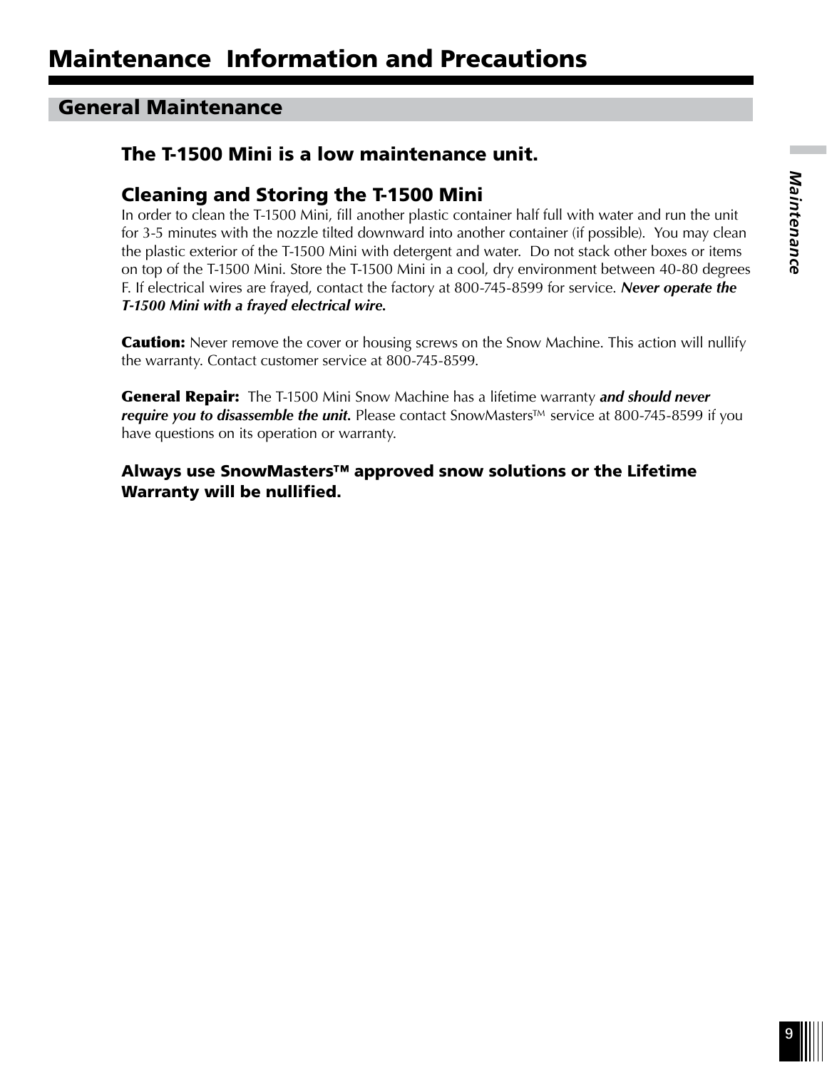# Maintenance Information and Precautions

## General Maintenance

### The T-1500 Mini is a low maintenance unit.

### Cleaning and Storing the T-1500 Mini

In order to clean the T-1500 Mini, fill another plastic container half full with water and run the unit for 3-5 minutes with the nozzle tilted downward into another container (if possible). You may clean the plastic exterior of the T-1500 Mini with detergent and water. Do not stack other boxes or items on top of the T-1500 Mini. Store the T-1500 Mini in a cool, dry environment between 40-80 degrees F. If electrical wires are frayed, contact the factory at 800-745-8599 for service. ***Never operate the T-1500 Mini with a frayed electrical wire.***

**Caution:** Never remove the cover or housing screws on the Snow Machine. This action will nullify the warranty. Contact customer service at 800-745-8599.

**General Repair:** The T-1500 Mini Snow Machine has a lifetime warranty ***and should never require you to disassemble the unit.*** Please contact SnowMasters™ service at 800-745-8599 if you have questions on its operation or warranty.

**Always use SnowMasters™ approved snow solutions or the Lifetime Warranty will be nullified.**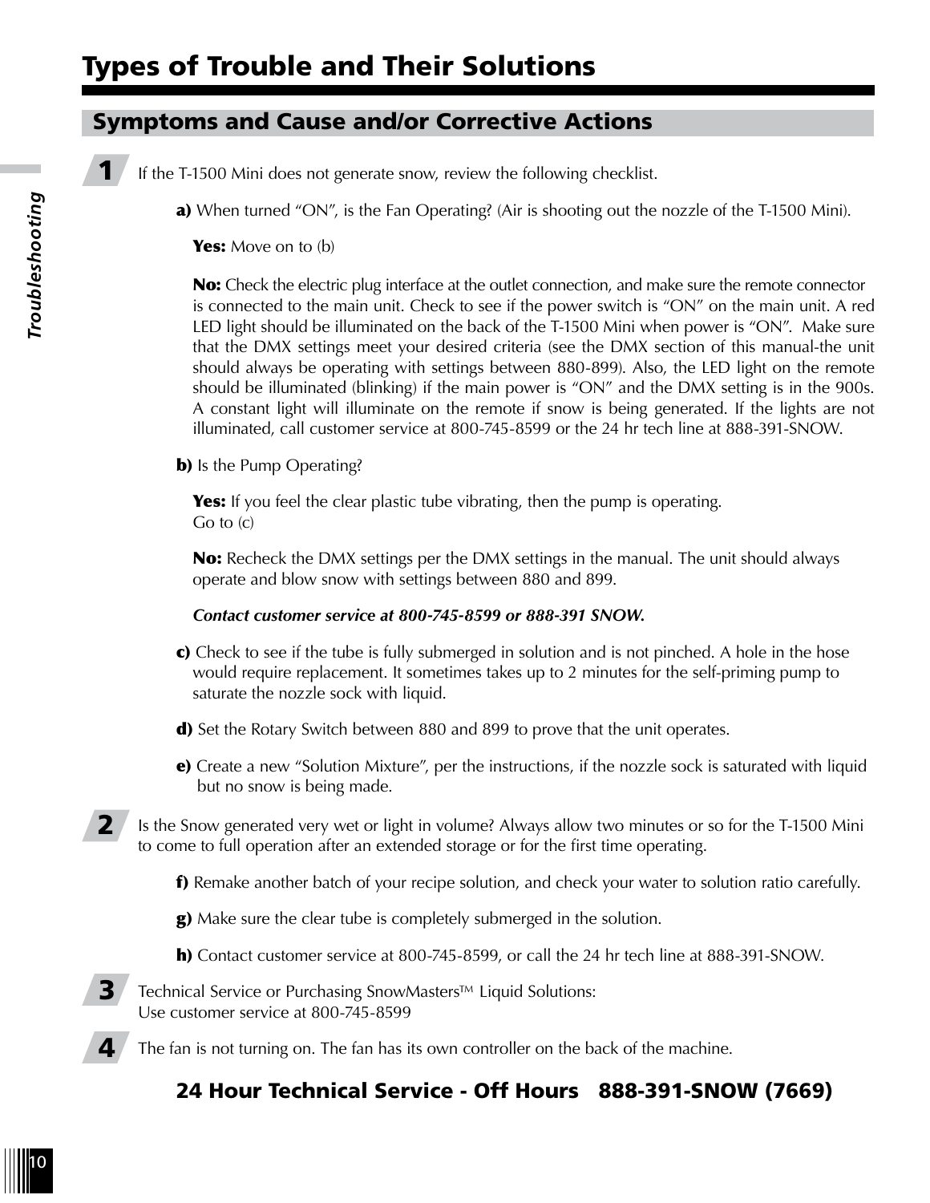# Types of Trouble and Their Solutions

## Symptoms and Cause and/or Corrective Actions

**1** If the T-1500 Mini does not generate snow, review the following checklist.

**a)** When turned "ON", is the Fan Operating? (Air is shooting out the nozzle of the T-1500 Mini).

**Yes:** Move on to (b)

**No:** Check the electric plug interface at the outlet connection, and make sure the remote connector is connected to the main unit. Check to see if the power switch is "ON" on the main unit. A red LED light should be illuminated on the back of the T-1500 Mini when power is "ON". Make sure that the DMX settings meet your desired criteria (see the DMX section of this manual-the unit should always be operating with settings between 880-899). Also, the LED light on the remote should be illuminated (blinking) if the main power is "ON" and the DMX setting is in the 900s. A constant light will illuminate on the remote if snow is being generated. If the lights are not illuminated, call customer service at 800-745-8599 or the 24 hr tech line at 888-391-SNOW.

**b)** Is the Pump Operating?

**Yes:** If you feel the clear plastic tube vibrating, then the pump is operating.
Go to (c)

**No:** Recheck the DMX settings per the DMX settings in the manual. The unit should always operate and blow snow with settings between 880 and 899.

***Contact customer service at 800-745-8599 or 888-391 SNOW.***

**c)** Check to see if the tube is fully submerged in solution and is not pinched. A hole in the hose would require replacement. It sometimes takes up to 2 minutes for the self-priming pump to saturate the nozzle sock with liquid.

**d)** Set the Rotary Switch between 880 and 899 to prove that the unit operates.

**e)** Create a new "Solution Mixture", per the instructions, if the nozzle sock is saturated with liquid but no snow is being made.

**2** Is the Snow generated very wet or light in volume? Always allow two minutes or so for the T-1500 Mini to come to full operation after an extended storage or for the first time operating.

**f)** Remake another batch of your recipe solution, and check your water to solution ratio carefully.

**g)** Make sure the clear tube is completely submerged in the solution.

**h)** Contact customer service at 800-745-8599, or call the 24 hr tech line at 888-391-SNOW.

**3** Technical Service or Purchasing SnowMasters™ Liquid Solutions:
Use customer service at 800-745-8599

**4** The fan is not turning on. The fan has its own controller on the back of the machine.

**24 Hour Technical Service - Off Hours 888-391-SNOW (7669)**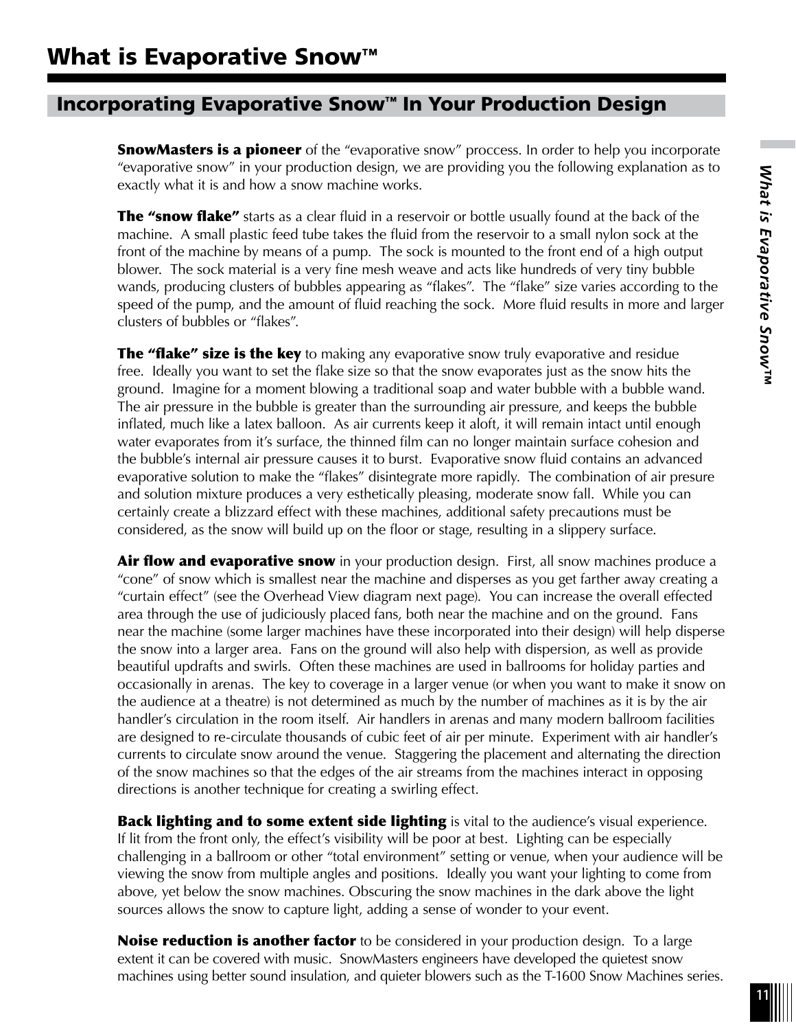# What is Evaporative Snow™

## Incorporating Evaporative Snow™ In Your Production Design

**SnowMasters is a pioneer** of the “evaporative snow” proccess. In order to help you incorporate “evaporative snow” in your production design, we are providing you the following explanation as to exactly what it is and how a snow machine works.

**The “snow flake”** starts as a clear fluid in a reservoir or bottle usually found at the back of the machine. A small plastic feed tube takes the fluid from the reservoir to a small nylon sock at the front of the machine by means of a pump. The sock is mounted to the front end of a high output blower. The sock material is a very fine mesh weave and acts like hundreds of very tiny bubble wands, producing clusters of bubbles appearing as “flakes”. The “flake” size varies according to the speed of the pump, and the amount of fluid reaching the sock. More fluid results in more and larger clusters of bubbles or “flakes”.

**The “flake” size is the key** to making any evaporative snow truly evaporative and residue free. Ideally you want to set the flake size so that the snow evaporates just as the snow hits the ground. Imagine for a moment blowing a traditional soap and water bubble with a bubble wand. The air pressure in the bubble is greater than the surrounding air pressure, and keeps the bubble inflated, much like a latex balloon. As air currents keep it aloft, it will remain intact until enough water evaporates from it’s surface, the thinned film can no longer maintain surface cohesion and the bubble’s internal air pressure causes it to burst. Evaporative snow fluid contains an advanced evaporative solution to make the “flakes” disintegrate more rapidly. The combination of air presure and solution mixture produces a very esthetically pleasing, moderate snow fall. While you can certainly create a blizzard effect with these machines, additional safety precautions must be considered, as the snow will build up on the floor or stage, resulting in a slippery surface.

**Air flow and evaporative snow** in your production design. First, all snow machines produce a “cone” of snow which is smallest near the machine and disperses as you get farther away creating a “curtain effect” (see the Overhead View diagram next page). You can increase the overall effected area through the use of judiciously placed fans, both near the machine and on the ground. Fans near the machine (some larger machines have these incorporated into their design) will help disperse the snow into a larger area. Fans on the ground will also help with dispersion, as well as provide beautiful updrafts and swirls. Often these machines are used in ballrooms for holiday parties and occasionally in arenas. The key to coverage in a larger venue (or when you want to make it snow on the audience at a theatre) is not determined as much by the number of machines as it is by the air handler’s circulation in the room itself. Air handlers in arenas and many modern ballroom facilities are designed to re-circulate thousands of cubic feet of air per minute. Experiment with air handler’s currents to circulate snow around the venue. Staggering the placement and alternating the direction of the snow machines so that the edges of the air streams from the machines interact in opposing directions is another technique for creating a swirling effect.

**Back lighting and to some extent side lighting** is vital to the audience’s visual experience. If lit from the front only, the effect’s visibility will be poor at best. Lighting can be especially challenging in a ballroom or other “total environment” setting or venue, when your audience will be viewing the snow from multiple angles and positions. Ideally you want your lighting to come from above, yet below the snow machines. Obscuring the snow machines in the dark above the light sources allows the snow to capture light, adding a sense of wonder to your event.

**Noise reduction is another factor** to be considered in your production design. To a large extent it can be covered with music. SnowMasters engineers have developed the quietest snow machines using better sound insulation, and quieter blowers such as the T-1600 Snow Machines series.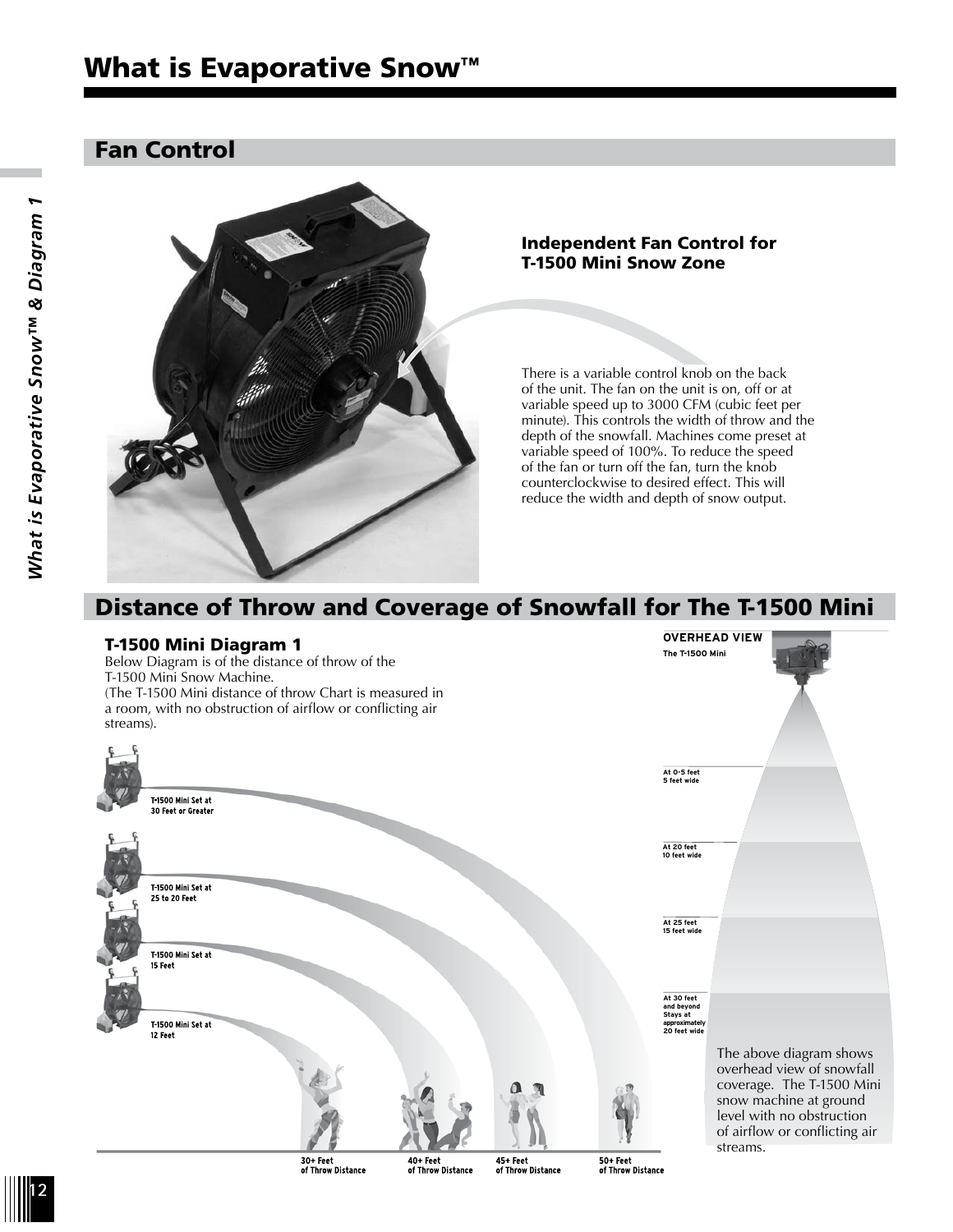# What is Evaporative Snow™

## Fan Control

### Independent Fan Control for T-1500 Mini Snow Zone

There is a variable control knob on the back of the unit. The fan on the unit is on, off or at variable speed up to 3000 CFM (cubic feet per minute). This controls the width of throw and the depth of the snowfall. Machines come preset at variable speed of 100%. To reduce the speed of the fan or turn off the fan, turn the knob counterclockwise to desired effect. This will reduce the width and depth of snow output.

## Distance of Throw and Coverage of Snowfall for The T-1500 Mini

### T-1500 Mini Diagram 1

Below Diagram is of the distance of throw of the T-1500 Mini Snow Machine.
(The T-1500 Mini distance of throw Chart is measured in a room, with no obstruction of airflow or conflicting air streams).

T-1500 Mini Set at 30 Feet or Greater

T-1500 Mini Set at 25 to 20 Feet

T-1500 Mini Set at 15 Feet

T-1500 Mini Set at 12 Feet

30+ Feet of Throw Distance

40+ Feet of Throw Distance

45+ Feet of Throw Distance

50+ Feet of Throw Distance

**OVERHEAD VIEW**

**The T-1500 Mini**

At 0-5 feet 5 feet wide

At 20 feet 10 feet wide

At 25 feet 15 feet wide

At 30 feet and beyond Stays at approximately 20 feet wide

The above diagram shows overhead view of snowfall coverage. The T-1500 Mini snow machine at ground level with no obstruction of airflow or conflicting air streams.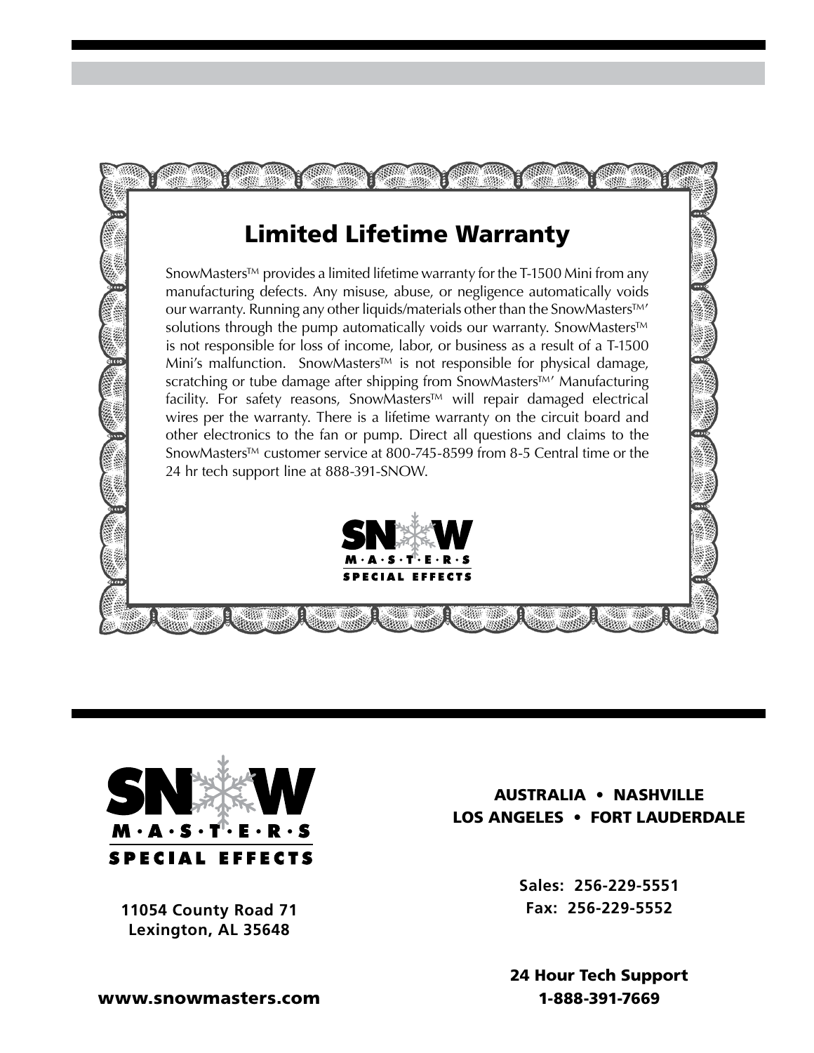## Limited Lifetime Warranty

SnowMasters™ provides a limited lifetime warranty for the T-1500 Mini from any manufacturing defects. Any misuse, abuse, or negligence automatically voids our warranty. Running any other liquids/materials other than the SnowMasters™' solutions through the pump automatically voids our warranty. SnowMasters™ is not responsible for loss of income, labor, or business as a result of a T-1500 Mini's malfunction. SnowMasters™ is not responsible for physical damage, scratching or tube damage after shipping from SnowMasters™' Manufacturing facility. For safety reasons, SnowMasters™ will repair damaged electrical wires per the warranty. There is a lifetime warranty on the circuit board and other electronics to the fan or pump. Direct all questions and claims to the SnowMasters™ customer service at 800-745-8599 from 8-5 Central time or the 24 hr tech support line at 888-391-SNOW.

SNOW MASTERS SPECIAL EFFECTS

---

SNOW MASTERS SPECIAL EFFECTS

**11054 County Road 71**
**Lexington, AL 35648**

**www.snowmasters.com**

**AUSTRALIA • NASHVILLE**
**LOS ANGELES • FORT LAUDERDALE**

**Sales: 256-229-5551**
**Fax: 256-229-5552**

**24 Hour Tech Support**
**1-888-391-7669**